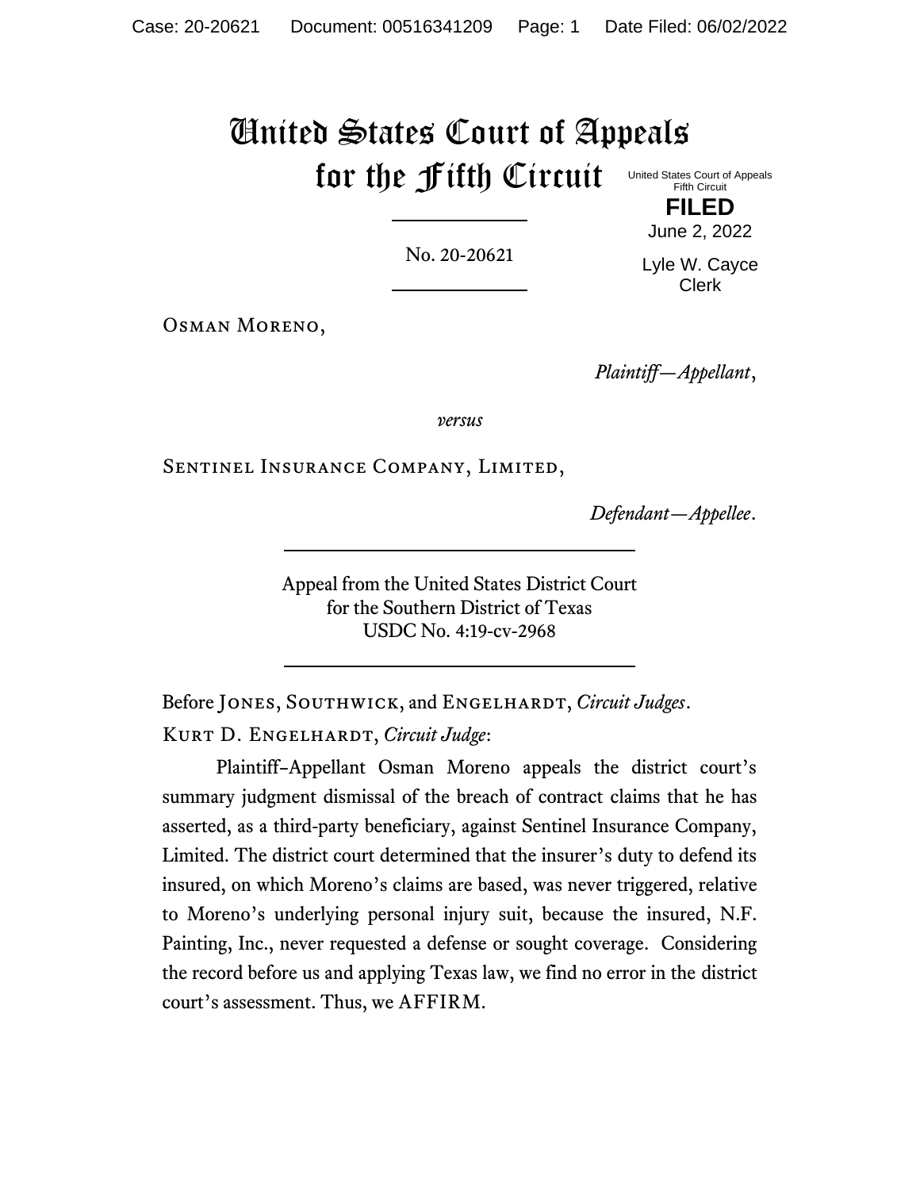# United States Court of Appeals for the Fifth Circuit

United States Court of Appeals
Fifth Circuit

**FILED**

June 2, 2022

Lyle W. Cayce
Clerk

No. 20-20621

Osman Moreno,

*Plaintiff—Appellant*,

*versus*

Sentinel Insurance Company, Limited,

*Defendant—Appellee*.

Appeal from the United States District Court
for the Southern District of Texas
USDC No. 4:19-cv-2968

Before Jones, Southwick, and Engelhardt, *Circuit Judges*.

Kurt D. Engelhardt, *Circuit Judge*:

Plaintiff–Appellant Osman Moreno appeals the district court's summary judgment dismissal of the breach of contract claims that he has asserted, as a third-party beneficiary, against Sentinel Insurance Company, Limited. The district court determined that the insurer's duty to defend its insured, on which Moreno's claims are based, was never triggered, relative to Moreno's underlying personal injury suit, because the insured, N.F. Painting, Inc., never requested a defense or sought coverage. Considering the record before us and applying Texas law, we find no error in the district court's assessment. Thus, we AFFIRM.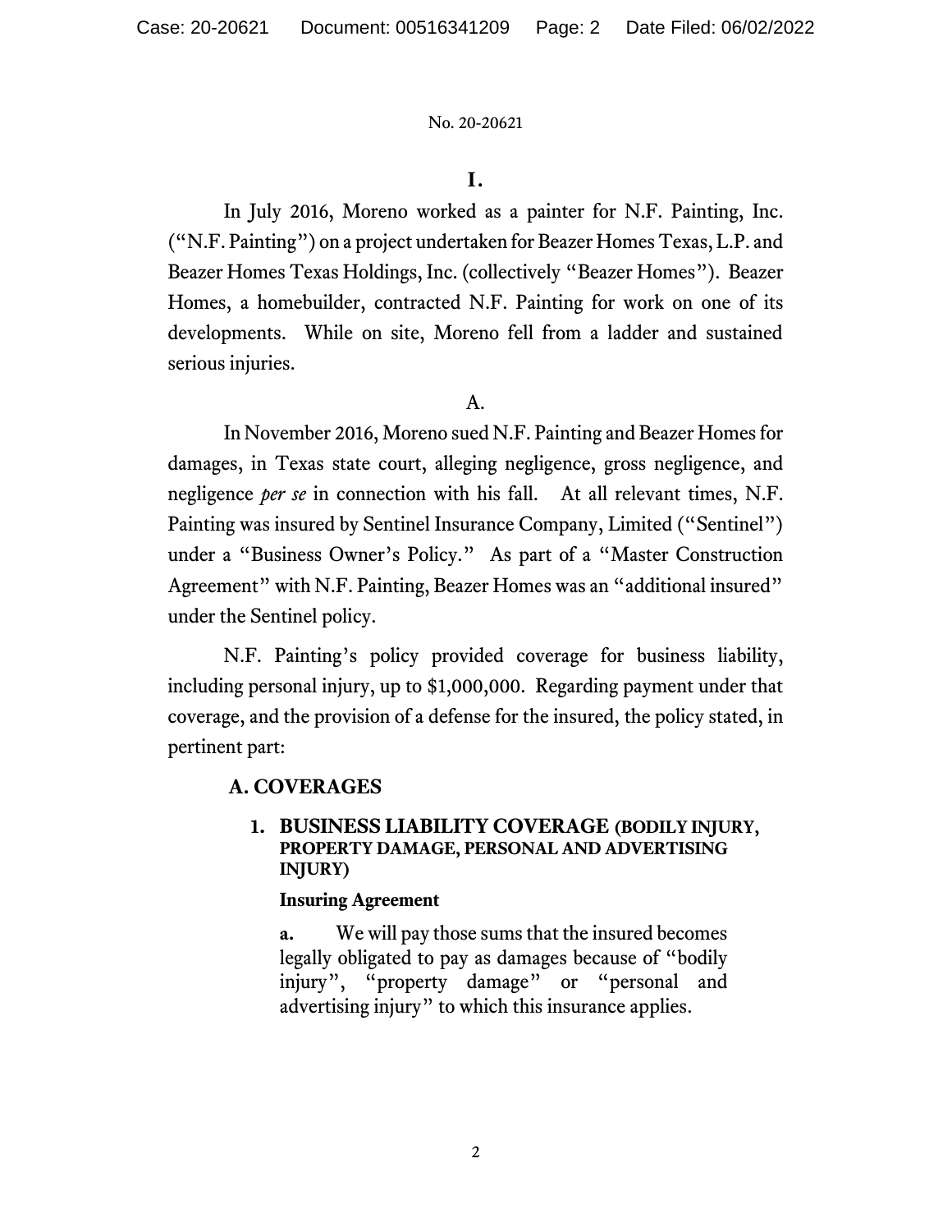## I.

In July 2016, Moreno worked as a painter for N.F. Painting, Inc. ("N.F. Painting") on a project undertaken for Beazer Homes Texas, L.P. and Beazer Homes Texas Holdings, Inc. (collectively "Beazer Homes"). Beazer Homes, a homebuilder, contracted N.F. Painting for work on one of its developments. While on site, Moreno fell from a ladder and sustained serious injuries.

### A.

In November 2016, Moreno sued N.F. Painting and Beazer Homes for damages, in Texas state court, alleging negligence, gross negligence, and negligence *per se* in connection with his fall. At all relevant times, N.F. Painting was insured by Sentinel Insurance Company, Limited ("Sentinel") under a "Business Owner's Policy." As part of a "Master Construction Agreement" with N.F. Painting, Beazer Homes was an "additional insured" under the Sentinel policy.

N.F. Painting's policy provided coverage for business liability, including personal injury, up to $1,000,000. Regarding payment under that coverage, and the provision of a defense for the insured, the policy stated, in pertinent part:

> **A. COVERAGES**
>
> **1. BUSINESS LIABILITY COVERAGE (BODILY INJURY, PROPERTY DAMAGE, PERSONAL AND ADVERTISING INJURY)**
>
> **Insuring Agreement**
>
> **a.** We will pay those sums that the insured becomes legally obligated to pay as damages because of "bodily injury", "property damage" or "personal and advertising injury" to which this insurance applies.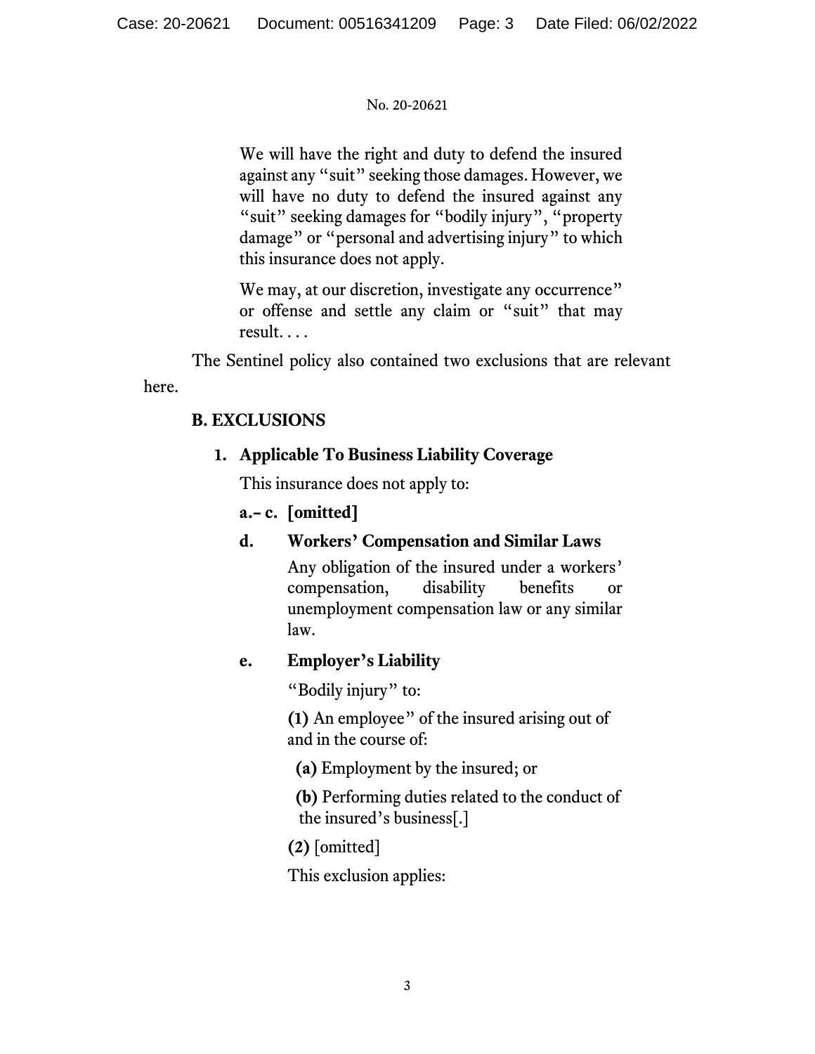> We will have the right and duty to defend the insured against any "suit" seeking those damages. However, we will have no duty to defend the insured against any "suit" seeking damages for "bodily injury", "property damage" or "personal and advertising injury" to which this insurance does not apply.
>
> We may, at our discretion, investigate any occurrence" or offense and settle any claim or "suit" that may result. . . .

The Sentinel policy also contained two exclusions that are relevant here.

> **B. EXCLUSIONS**
>
> **1. Applicable To Business Liability Coverage**
>
> This insurance does not apply to:
>
> **a.– c. [omitted]**
>
> **d. Workers' Compensation and Similar Laws**
>
> Any obligation of the insured under a workers' compensation, disability benefits or unemployment compensation law or any similar law.
>
> **e. Employer's Liability**
>
> "Bodily injury" to:
>
> **(1)** An employee" of the insured arising out of and in the course of:
>
> **(a)** Employment by the insured; or
>
> **(b)** Performing duties related to the conduct of the insured's business[.]
>
> **(2)** [omitted]
>
> This exclusion applies: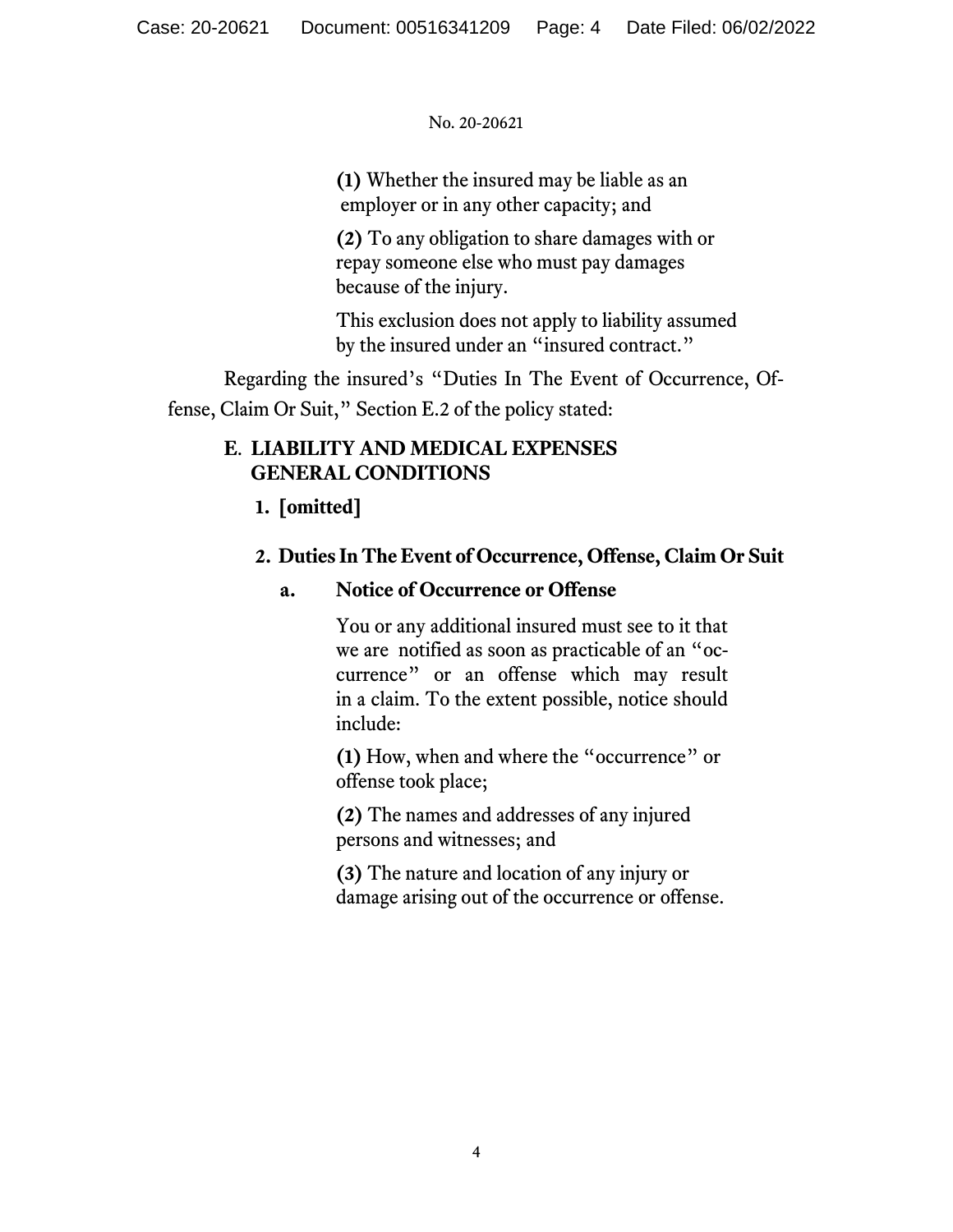(1) Whether the insured may be liable as an employer or in any other capacity; and

(2) To any obligation to share damages with or repay someone else who must pay damages because of the injury.

This exclusion does not apply to liability assumed by the insured under an "insured contract."

Regarding the insured's "Duties In The Event of Occurrence, Offense, Claim Or Suit," Section E.2 of the policy stated:

**E. LIABILITY AND MEDICAL EXPENSES GENERAL CONDITIONS**

**1. [omitted]**

**2. Duties In The Event of Occurrence, Offense, Claim Or Suit**

**a. Notice of Occurrence or Offense**

You or any additional insured must see to it that we are notified as soon as practicable of an "occurrence" or an offense which may result in a claim. To the extent possible, notice should include:

**(1)** How, when and where the "occurrence" or offense took place;

**(2)** The names and addresses of any injured persons and witnesses; and

**(3)** The nature and location of any injury or damage arising out of the occurrence or offense.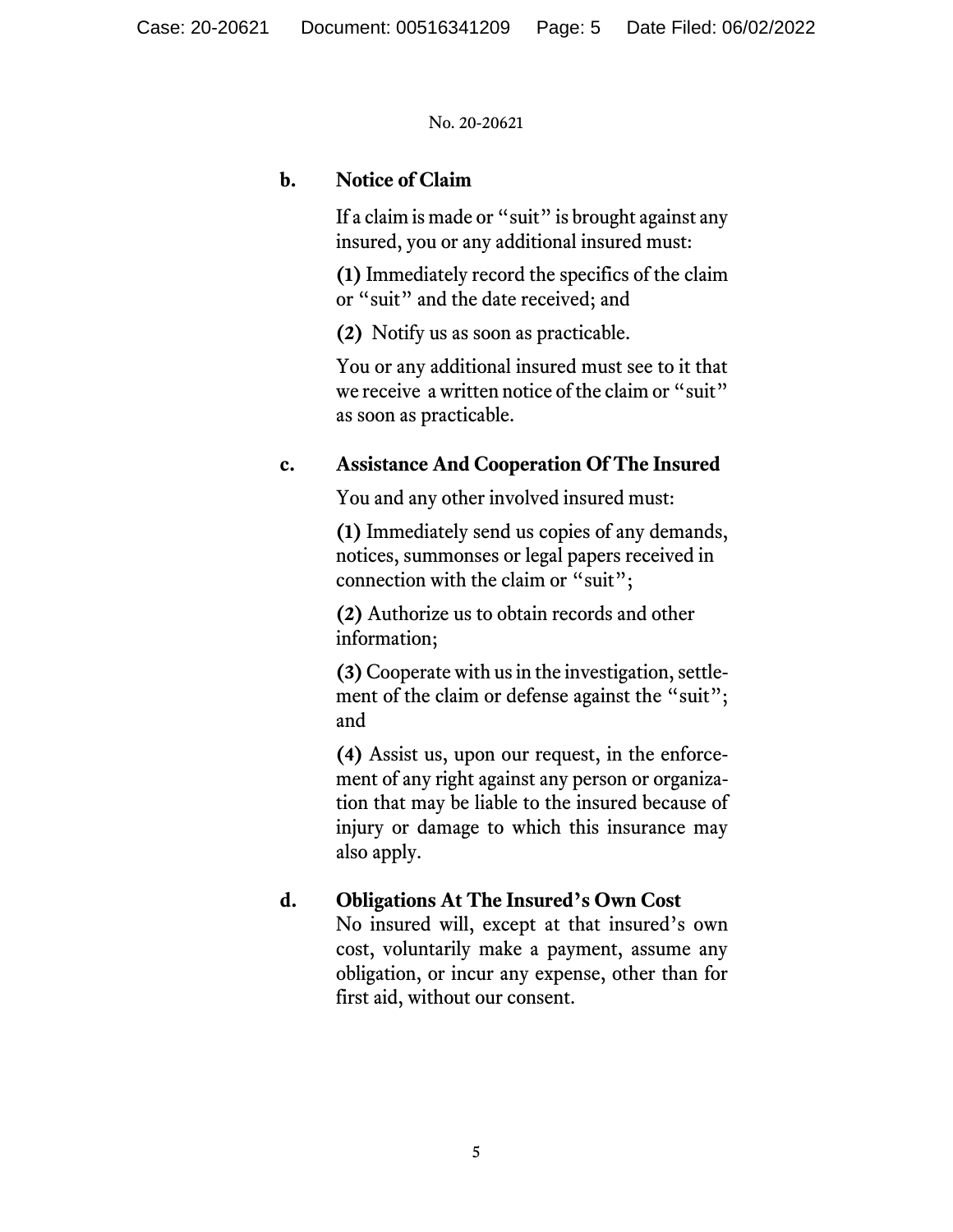**b. Notice of Claim**

If a claim is made or "suit" is brought against any insured, you or any additional insured must:

**(1)** Immediately record the specifics of the claim or "suit" and the date received; and

**(2)** Notify us as soon as practicable.

You or any additional insured must see to it that we receive a written notice of the claim or "suit" as soon as practicable.

**c. Assistance And Cooperation Of The Insured**

You and any other involved insured must:

**(1)** Immediately send us copies of any demands, notices, summonses or legal papers received in connection with the claim or "suit";

**(2)** Authorize us to obtain records and other information;

**(3)** Cooperate with us in the investigation, settlement of the claim or defense against the "suit"; and

**(4)** Assist us, upon our request, in the enforcement of any right against any person or organization that may be liable to the insured because of injury or damage to which this insurance may also apply.

**d. Obligations At The Insured's Own Cost**

No insured will, except at that insured's own cost, voluntarily make a payment, assume any obligation, or incur any expense, other than for first aid, without our consent.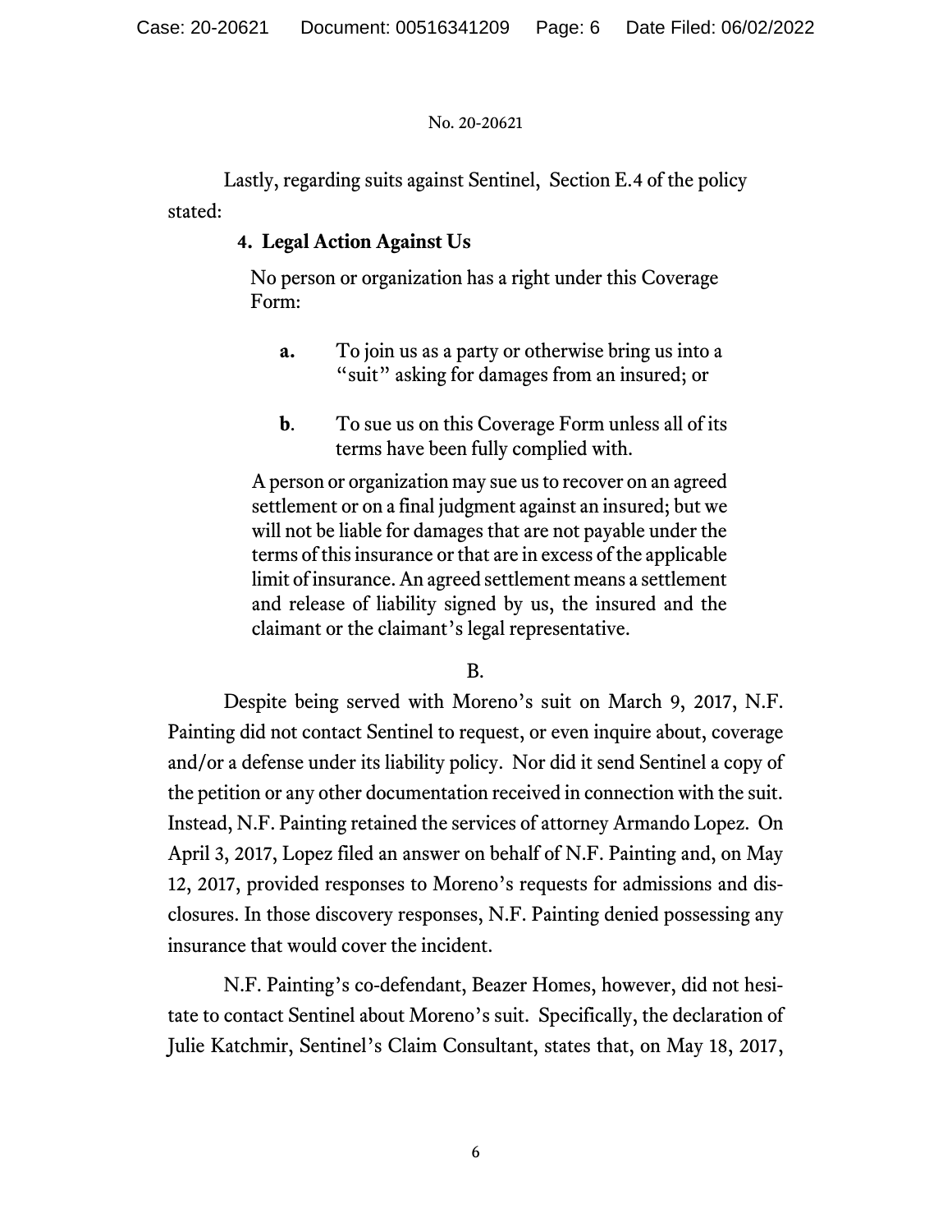Lastly, regarding suits against Sentinel, Section E.4 of the policy stated:

> **4. Legal Action Against Us**
>
> No person or organization has a right under this Coverage Form:
>
> **a.** To join us as a party or otherwise bring us into a "suit" asking for damages from an insured; or
>
> **b**. To sue us on this Coverage Form unless all of its terms have been fully complied with.
>
> A person or organization may sue us to recover on an agreed settlement or on a final judgment against an insured; but we will not be liable for damages that are not payable under the terms of this insurance or that are in excess of the applicable limit of insurance. An agreed settlement means a settlement and release of liability signed by us, the insured and the claimant or the claimant's legal representative.

B.

Despite being served with Moreno's suit on March 9, 2017, N.F. Painting did not contact Sentinel to request, or even inquire about, coverage and/or a defense under its liability policy. Nor did it send Sentinel a copy of the petition or any other documentation received in connection with the suit. Instead, N.F. Painting retained the services of attorney Armando Lopez. On April 3, 2017, Lopez filed an answer on behalf of N.F. Painting and, on May 12, 2017, provided responses to Moreno's requests for admissions and disclosures. In those discovery responses, N.F. Painting denied possessing any insurance that would cover the incident.

N.F. Painting's co-defendant, Beazer Homes, however, did not hesitate to contact Sentinel about Moreno's suit. Specifically, the declaration of Julie Katchmir, Sentinel's Claim Consultant, states that, on May 18, 2017,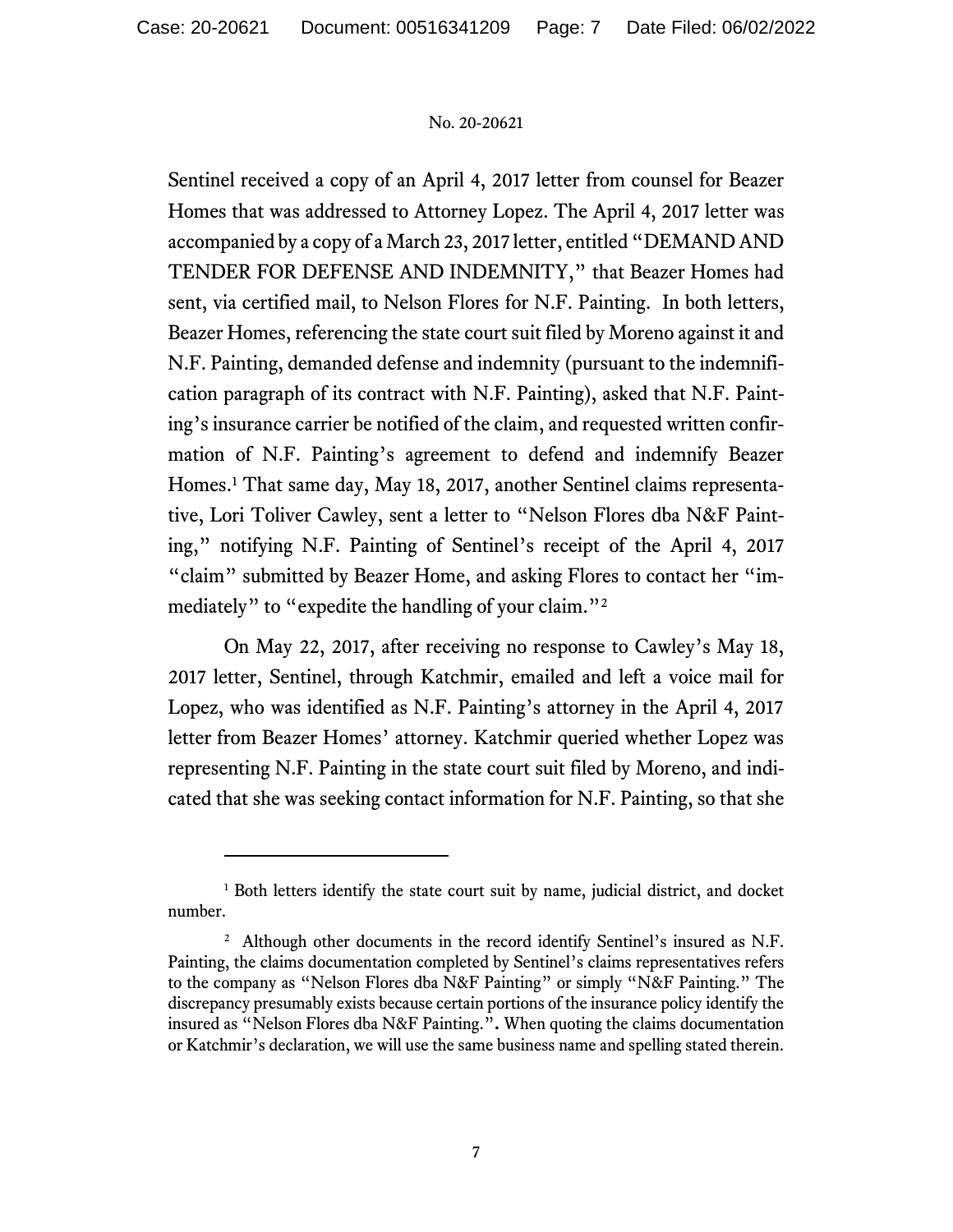Sentinel received a copy of an April 4, 2017 letter from counsel for Beazer Homes that was addressed to Attorney Lopez. The April 4, 2017 letter was accompanied by a copy of a March 23, 2017 letter, entitled "DEMAND AND TENDER FOR DEFENSE AND INDEMNITY," that Beazer Homes had sent, via certified mail, to Nelson Flores for N.F. Painting. In both letters, Beazer Homes, referencing the state court suit filed by Moreno against it and N.F. Painting, demanded defense and indemnity (pursuant to the indemnification paragraph of its contract with N.F. Painting), asked that N.F. Painting's insurance carrier be notified of the claim, and requested written confirmation of N.F. Painting's agreement to defend and indemnify Beazer Homes.[1] That same day, May 18, 2017, another Sentinel claims representative, Lori Toliver Cawley, sent a letter to "Nelson Flores dba N&F Painting," notifying N.F. Painting of Sentinel's receipt of the April 4, 2017 "claim" submitted by Beazer Home, and asking Flores to contact her "immediately" to "expedite the handling of your claim."[2]

On May 22, 2017, after receiving no response to Cawley's May 18, 2017 letter, Sentinel, through Katchmir, emailed and left a voice mail for Lopez, who was identified as N.F. Painting's attorney in the April 4, 2017 letter from Beazer Homes' attorney. Katchmir queried whether Lopez was representing N.F. Painting in the state court suit filed by Moreno, and indicated that she was seeking contact information for N.F. Painting, so that she

---

[1] Both letters identify the state court suit by name, judicial district, and docket number.

[2] Although other documents in the record identify Sentinel's insured as N.F. Painting, the claims documentation completed by Sentinel's claims representatives refers to the company as "Nelson Flores dba N&F Painting" or simply "N&F Painting." The discrepancy presumably exists because certain portions of the insurance policy identify the insured as "Nelson Flores dba N&F Painting.". When quoting the claims documentation or Katchmir's declaration, we will use the same business name and spelling stated therein.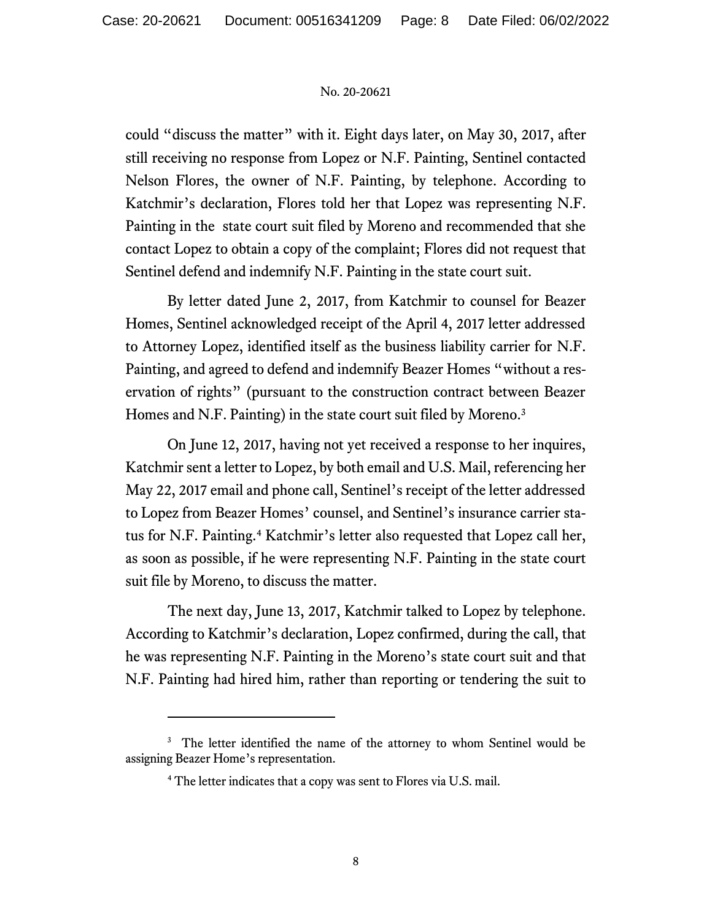could "discuss the matter" with it. Eight days later, on May 30, 2017, after still receiving no response from Lopez or N.F. Painting, Sentinel contacted Nelson Flores, the owner of N.F. Painting, by telephone. According to Katchmir's declaration, Flores told her that Lopez was representing N.F. Painting in the state court suit filed by Moreno and recommended that she contact Lopez to obtain a copy of the complaint; Flores did not request that Sentinel defend and indemnify N.F. Painting in the state court suit.

By letter dated June 2, 2017, from Katchmir to counsel for Beazer Homes, Sentinel acknowledged receipt of the April 4, 2017 letter addressed to Attorney Lopez, identified itself as the business liability carrier for N.F. Painting, and agreed to defend and indemnify Beazer Homes "without a reservation of rights" (pursuant to the construction contract between Beazer Homes and N.F. Painting) in the state court suit filed by Moreno.[3]

On June 12, 2017, having not yet received a response to her inquires, Katchmir sent a letter to Lopez, by both email and U.S. Mail, referencing her May 22, 2017 email and phone call, Sentinel's receipt of the letter addressed to Lopez from Beazer Homes' counsel, and Sentinel's insurance carrier status for N.F. Painting.[4] Katchmir's letter also requested that Lopez call her, as soon as possible, if he were representing N.F. Painting in the state court suit file by Moreno, to discuss the matter.

The next day, June 13, 2017, Katchmir talked to Lopez by telephone. According to Katchmir's declaration, Lopez confirmed, during the call, that he was representing N.F. Painting in the Moreno's state court suit and that N.F. Painting had hired him, rather than reporting or tendering the suit to

[3] The letter identified the name of the attorney to whom Sentinel would be assigning Beazer Home's representation.

[4] The letter indicates that a copy was sent to Flores via U.S. mail.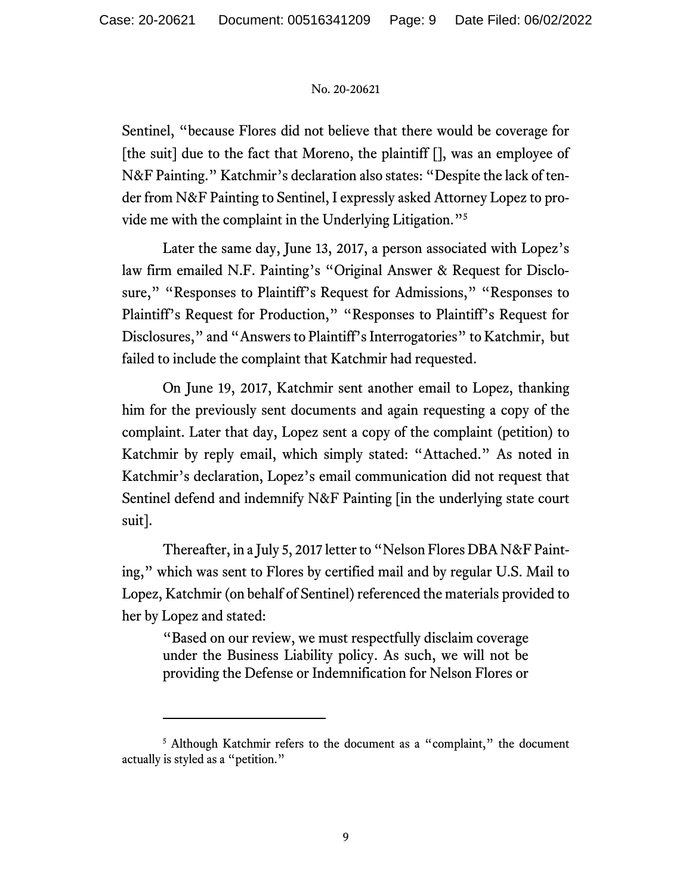Sentinel, "because Flores did not believe that there would be coverage for [the suit] due to the fact that Moreno, the plaintiff [], was an employee of N&F Painting." Katchmir's declaration also states: "Despite the lack of tender from N&F Painting to Sentinel, I expressly asked Attorney Lopez to provide me with the complaint in the Underlying Litigation."[5]

Later the same day, June 13, 2017, a person associated with Lopez's law firm emailed N.F. Painting's "Original Answer & Request for Disclosure," "Responses to Plaintiff's Request for Admissions," "Responses to Plaintiff's Request for Production," "Responses to Plaintiff's Request for Disclosures," and "Answers to Plaintiff's Interrogatories" to Katchmir, but failed to include the complaint that Katchmir had requested.

On June 19, 2017, Katchmir sent another email to Lopez, thanking him for the previously sent documents and again requesting a copy of the complaint. Later that day, Lopez sent a copy of the complaint (petition) to Katchmir by reply email, which simply stated: "Attached." As noted in Katchmir's declaration, Lopez's email communication did not request that Sentinel defend and indemnify N&F Painting [in the underlying state court suit].

Thereafter, in a July 5, 2017 letter to "Nelson Flores DBA N&F Painting," which was sent to Flores by certified mail and by regular U.S. Mail to Lopez, Katchmir (on behalf of Sentinel) referenced the materials provided to her by Lopez and stated:

> "Based on our review, we must respectfully disclaim coverage under the Business Liability policy. As such, we will not be providing the Defense or Indemnification for Nelson Flores or

---

[5] Although Katchmir refers to the document as a "complaint," the document actually is styled as a "petition."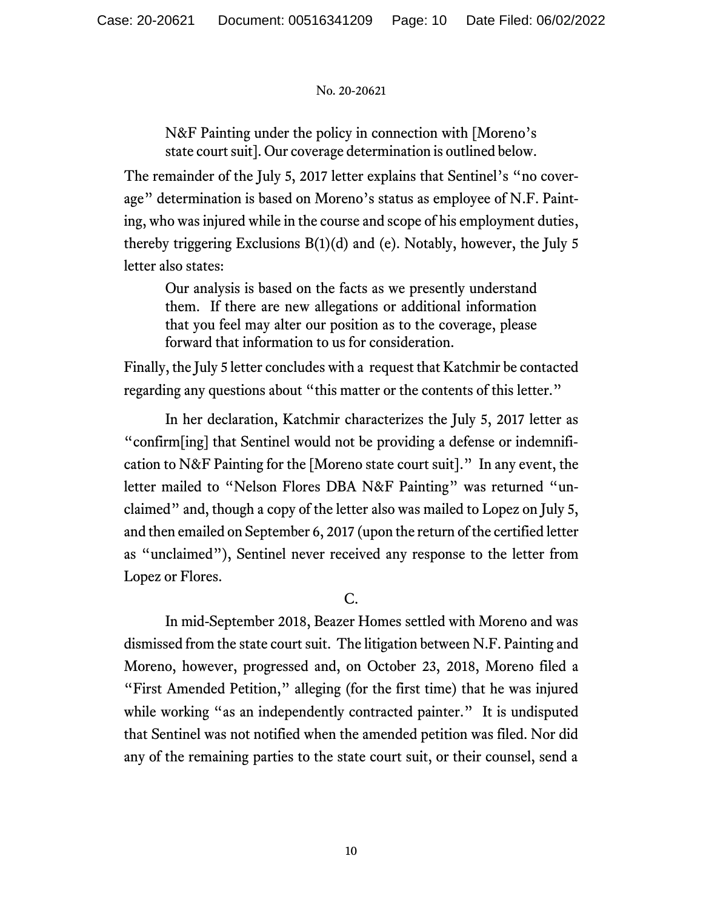> N&F Painting under the policy in connection with [Moreno's state court suit]. Our coverage determination is outlined below.

The remainder of the July 5, 2017 letter explains that Sentinel's "no coverage" determination is based on Moreno's status as employee of N.F. Painting, who was injured while in the course and scope of his employment duties, thereby triggering Exclusions B(1)(d) and (e). Notably, however, the July 5 letter also states:

> Our analysis is based on the facts as we presently understand them. If there are new allegations or additional information that you feel may alter our position as to the coverage, please forward that information to us for consideration.

Finally, the July 5 letter concludes with a request that Katchmir be contacted regarding any questions about "this matter or the contents of this letter."

In her declaration, Katchmir characterizes the July 5, 2017 letter as "confirm[ing] that Sentinel would not be providing a defense or indemnification to N&F Painting for the [Moreno state court suit]." In any event, the letter mailed to "Nelson Flores DBA N&F Painting" was returned "unclaimed" and, though a copy of the letter also was mailed to Lopez on July 5, and then emailed on September 6, 2017 (upon the return of the certified letter as "unclaimed"), Sentinel never received any response to the letter from Lopez or Flores.

C.

In mid-September 2018, Beazer Homes settled with Moreno and was dismissed from the state court suit. The litigation between N.F. Painting and Moreno, however, progressed and, on October 23, 2018, Moreno filed a "First Amended Petition," alleging (for the first time) that he was injured while working "as an independently contracted painter." It is undisputed that Sentinel was not notified when the amended petition was filed. Nor did any of the remaining parties to the state court suit, or their counsel, send a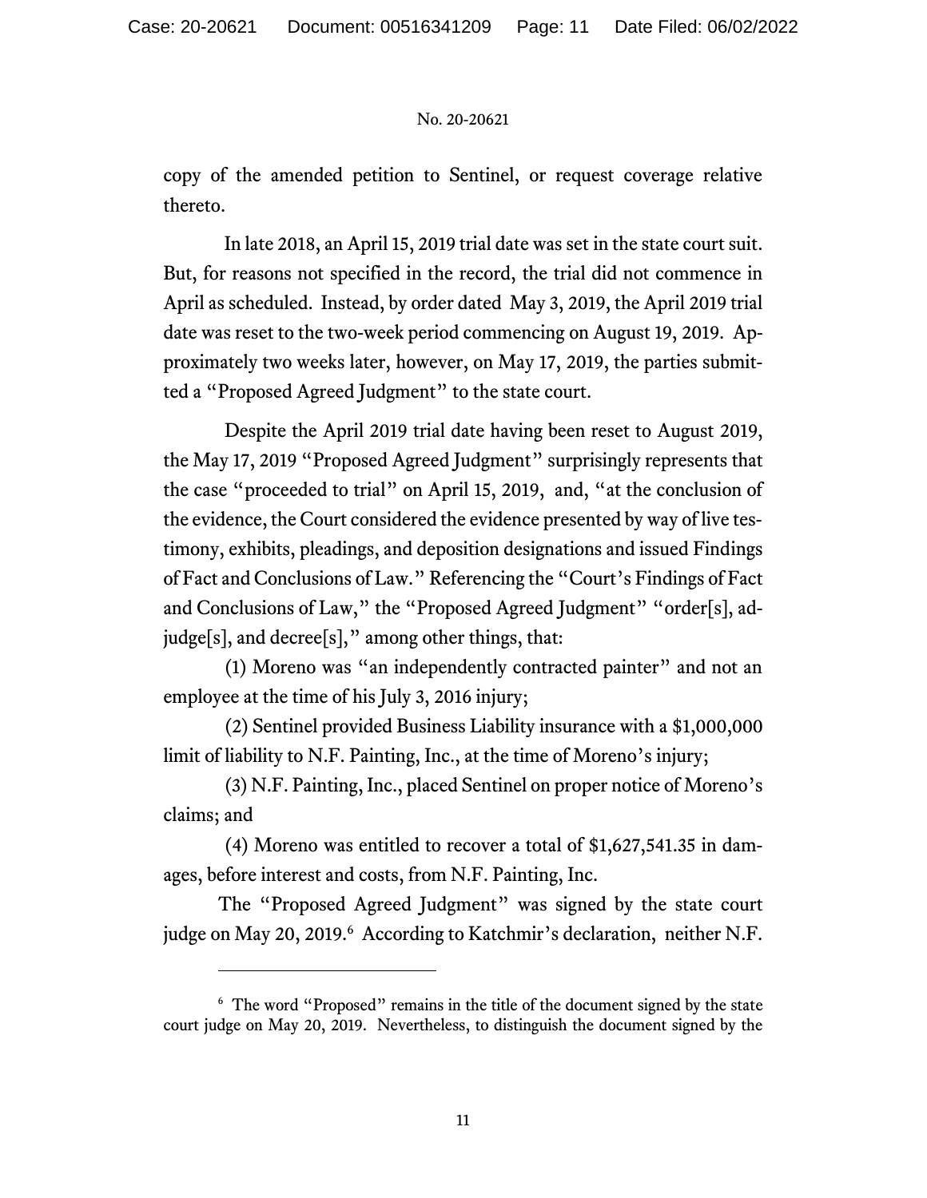copy of the amended petition to Sentinel, or request coverage relative thereto.

In late 2018, an April 15, 2019 trial date was set in the state court suit. But, for reasons not specified in the record, the trial did not commence in April as scheduled. Instead, by order dated May 3, 2019, the April 2019 trial date was reset to the two-week period commencing on August 19, 2019. Approximately two weeks later, however, on May 17, 2019, the parties submitted a "Proposed Agreed Judgment" to the state court.

Despite the April 2019 trial date having been reset to August 2019, the May 17, 2019 "Proposed Agreed Judgment" surprisingly represents that the case "proceeded to trial" on April 15, 2019, and, "at the conclusion of the evidence, the Court considered the evidence presented by way of live testimony, exhibits, pleadings, and deposition designations and issued Findings of Fact and Conclusions of Law." Referencing the "Court's Findings of Fact and Conclusions of Law," the "Proposed Agreed Judgment" "order[s], adjudge[s], and decree[s]," among other things, that:

(1) Moreno was "an independently contracted painter" and not an employee at the time of his July 3, 2016 injury;

(2) Sentinel provided Business Liability insurance with a $1,000,000 limit of liability to N.F. Painting, Inc., at the time of Moreno's injury;

(3) N.F. Painting, Inc., placed Sentinel on proper notice of Moreno's claims; and

(4) Moreno was entitled to recover a total of $1,627,541.35 in damages, before interest and costs, from N.F. Painting, Inc.

The "Proposed Agreed Judgment" was signed by the state court judge on May 20, 2019.[6] According to Katchmir's declaration, neither N.F.

---

[6] The word "Proposed" remains in the title of the document signed by the state court judge on May 20, 2019. Nevertheless, to distinguish the document signed by the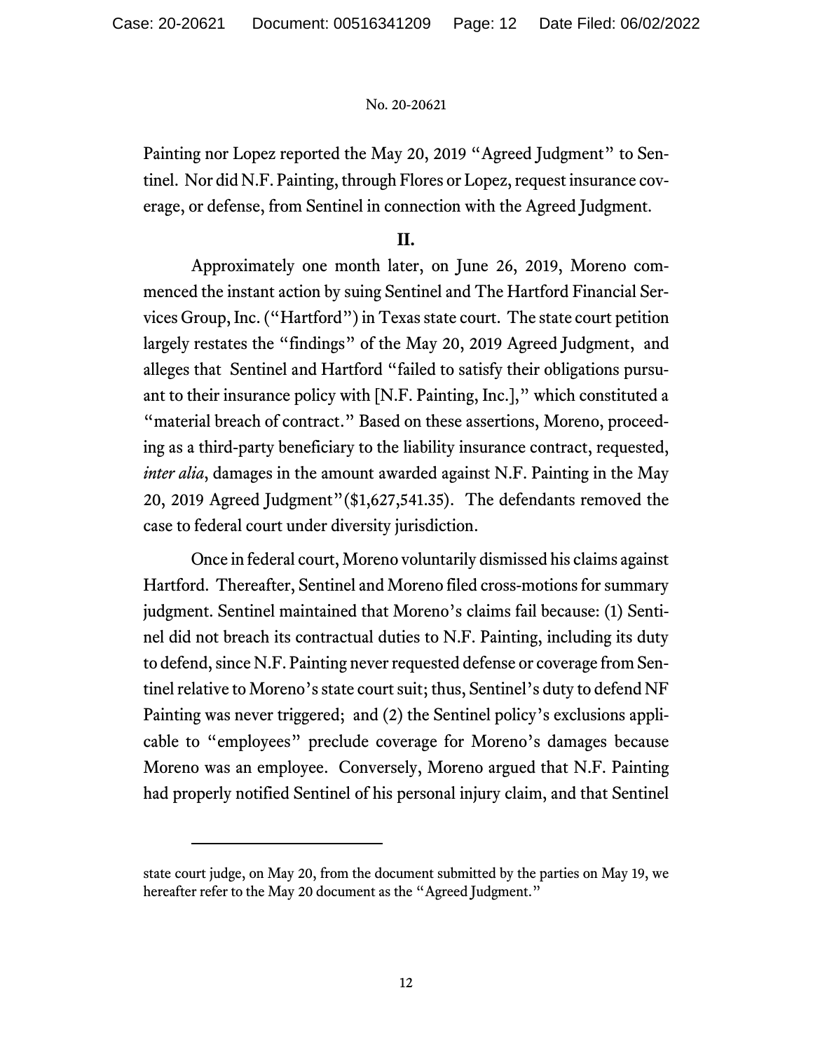Painting nor Lopez reported the May 20, 2019 "Agreed Judgment" to Sentinel. Nor did N.F. Painting, through Flores or Lopez, request insurance coverage, or defense, from Sentinel in connection with the Agreed Judgment.

## II.

Approximately one month later, on June 26, 2019, Moreno commenced the instant action by suing Sentinel and The Hartford Financial Services Group, Inc. ("Hartford") in Texas state court. The state court petition largely restates the "findings" of the May 20, 2019 Agreed Judgment, and alleges that Sentinel and Hartford "failed to satisfy their obligations pursuant to their insurance policy with [N.F. Painting, Inc.]," which constituted a "material breach of contract." Based on these assertions, Moreno, proceeding as a third-party beneficiary to the liability insurance contract, requested, *inter alia*, damages in the amount awarded against N.F. Painting in the May 20, 2019 Agreed Judgment"($1,627,541.35). The defendants removed the case to federal court under diversity jurisdiction.

Once in federal court, Moreno voluntarily dismissed his claims against Hartford. Thereafter, Sentinel and Moreno filed cross-motions for summary judgment. Sentinel maintained that Moreno's claims fail because: (1) Sentinel did not breach its contractual duties to N.F. Painting, including its duty to defend, since N.F. Painting never requested defense or coverage from Sentinel relative to Moreno's state court suit; thus, Sentinel's duty to defend NF Painting was never triggered; and (2) the Sentinel policy's exclusions applicable to "employees" preclude coverage for Moreno's damages because Moreno was an employee. Conversely, Moreno argued that N.F. Painting had properly notified Sentinel of his personal injury claim, and that Sentinel

---

state court judge, on May 20, from the document submitted by the parties on May 19, we hereafter refer to the May 20 document as the "Agreed Judgment."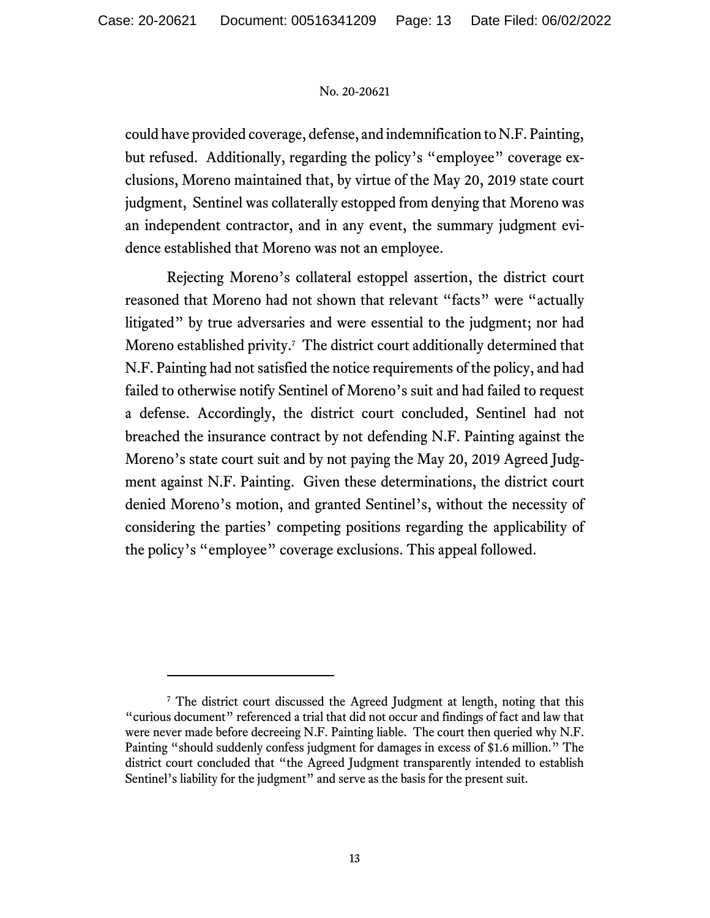could have provided coverage, defense, and indemnification to N.F. Painting, but refused. Additionally, regarding the policy's "employee" coverage exclusions, Moreno maintained that, by virtue of the May 20, 2019 state court judgment, Sentinel was collaterally estopped from denying that Moreno was an independent contractor, and in any event, the summary judgment evidence established that Moreno was not an employee.

Rejecting Moreno's collateral estoppel assertion, the district court reasoned that Moreno had not shown that relevant "facts" were "actually litigated" by true adversaries and were essential to the judgment; nor had Moreno established privity.[7] The district court additionally determined that N.F. Painting had not satisfied the notice requirements of the policy, and had failed to otherwise notify Sentinel of Moreno's suit and had failed to request a defense. Accordingly, the district court concluded, Sentinel had not breached the insurance contract by not defending N.F. Painting against the Moreno's state court suit and by not paying the May 20, 2019 Agreed Judgment against N.F. Painting. Given these determinations, the district court denied Moreno's motion, and granted Sentinel's, without the necessity of considering the parties' competing positions regarding the applicability of the policy's "employee" coverage exclusions. This appeal followed.

---

[7] The district court discussed the Agreed Judgment at length, noting that this "curious document" referenced a trial that did not occur and findings of fact and law that were never made before decreeing N.F. Painting liable. The court then queried why N.F. Painting "should suddenly confess judgment for damages in excess of $1.6 million." The district court concluded that "the Agreed Judgment transparently intended to establish Sentinel's liability for the judgment" and serve as the basis for the present suit.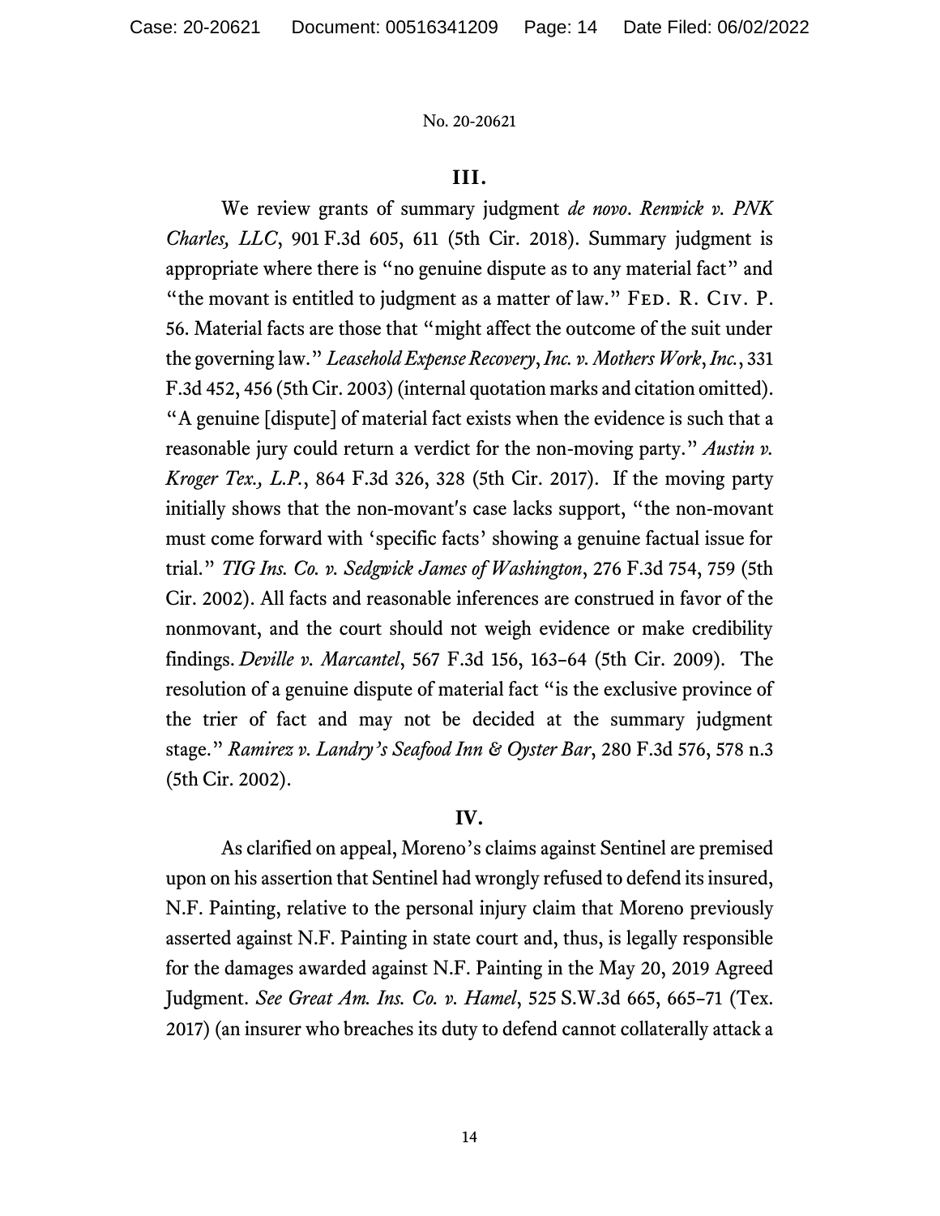### III.

We review grants of summary judgment *de novo*. *Renwick v. PNK Charles, LLC*, 901 F.3d 605, 611 (5th Cir. 2018). Summary judgment is appropriate where there is "no genuine dispute as to any material fact" and "the movant is entitled to judgment as a matter of law." FED. R. CIV. P. 56. Material facts are those that "might affect the outcome of the suit under the governing law." *Leasehold Expense Recovery, Inc. v. Mothers Work, Inc.*, 331 F.3d 452, 456 (5th Cir. 2003) (internal quotation marks and citation omitted). "A genuine [dispute] of material fact exists when the evidence is such that a reasonable jury could return a verdict for the non-moving party." *Austin v. Kroger Tex., L.P.*, 864 F.3d 326, 328 (5th Cir. 2017). If the moving party initially shows that the non-movant's case lacks support, "the non-movant must come forward with 'specific facts' showing a genuine factual issue for trial." *TIG Ins. Co. v. Sedgwick James of Washington*, 276 F.3d 754, 759 (5th Cir. 2002). All facts and reasonable inferences are construed in favor of the nonmovant, and the court should not weigh evidence or make credibility findings. *Deville v. Marcantel*, 567 F.3d 156, 163–64 (5th Cir. 2009). The resolution of a genuine dispute of material fact "is the exclusive province of the trier of fact and may not be decided at the summary judgment stage." *Ramirez v. Landry's Seafood Inn & Oyster Bar*, 280 F.3d 576, 578 n.3 (5th Cir. 2002).

### IV.

As clarified on appeal, Moreno's claims against Sentinel are premised upon on his assertion that Sentinel had wrongly refused to defend its insured, N.F. Painting, relative to the personal injury claim that Moreno previously asserted against N.F. Painting in state court and, thus, is legally responsible for the damages awarded against N.F. Painting in the May 20, 2019 Agreed Judgment. *See Great Am. Ins. Co. v. Hamel*, 525 S.W.3d 665, 665–71 (Tex. 2017) (an insurer who breaches its duty to defend cannot collaterally attack a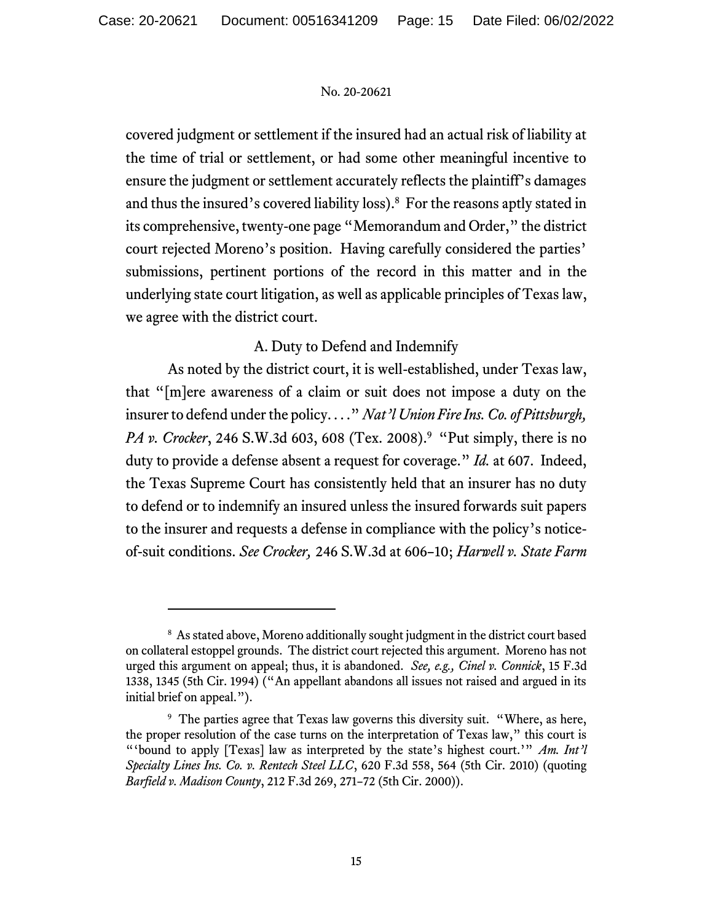covered judgment or settlement if the insured had an actual risk of liability at the time of trial or settlement, or had some other meaningful incentive to ensure the judgment or settlement accurately reflects the plaintiff's damages and thus the insured's covered liability loss).[8] For the reasons aptly stated in its comprehensive, twenty-one page "Memorandum and Order," the district court rejected Moreno's position. Having carefully considered the parties' submissions, pertinent portions of the record in this matter and in the underlying state court litigation, as well as applicable principles of Texas law, we agree with the district court.

A. Duty to Defend and Indemnify

As noted by the district court, it is well-established, under Texas law, that "[m]ere awareness of a claim or suit does not impose a duty on the insurer to defend under the policy. . . ." *Nat'l Union Fire Ins. Co. of Pittsburgh, PA v. Crocker*, 246 S.W.3d 603, 608 (Tex. 2008).[9] "Put simply, there is no duty to provide a defense absent a request for coverage." *Id.* at 607. Indeed, the Texas Supreme Court has consistently held that an insurer has no duty to defend or to indemnify an insured unless the insured forwards suit papers to the insurer and requests a defense in compliance with the policy's notice-of-suit conditions. *See Crocker,* 246 S.W.3d at 606–10; *Harwell v. State Farm*

---

[8] As stated above, Moreno additionally sought judgment in the district court based on collateral estoppel grounds. The district court rejected this argument. Moreno has not urged this argument on appeal; thus, it is abandoned. *See, e.g., Cinel v. Connick*, 15 F.3d 1338, 1345 (5th Cir. 1994) ("An appellant abandons all issues not raised and argued in its initial brief on appeal.").

[9] The parties agree that Texas law governs this diversity suit. "Where, as here, the proper resolution of the case turns on the interpretation of Texas law," this court is "'bound to apply [Texas] law as interpreted by the state's highest court.'" *Am. Int'l Specialty Lines Ins. Co. v. Rentech Steel LLC*, 620 F.3d 558, 564 (5th Cir. 2010) (quoting *Barfield v. Madison County*, 212 F.3d 269, 271–72 (5th Cir. 2000)).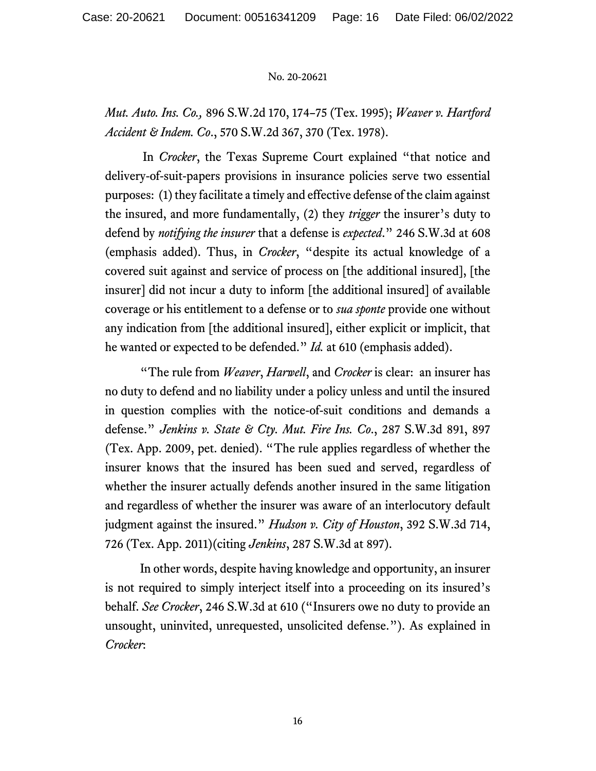*Mut. Auto. Ins. Co.,* 896 S.W.2d 170, 174–75 (Tex. 1995); *Weaver v. Hartford Accident & Indem. Co*., 570 S.W.2d 367, 370 (Tex. 1978).

In *Crocker*, the Texas Supreme Court explained "that notice and delivery-of-suit-papers provisions in insurance policies serve two essential purposes: (1) they facilitate a timely and effective defense of the claim against the insured, and more fundamentally, (2) they *trigger* the insurer's duty to defend by *notifying the insurer* that a defense is *expected*." 246 S.W.3d at 608 (emphasis added). Thus, in *Crocker*, "despite its actual knowledge of a covered suit against and service of process on [the additional insured], [the insurer] did not incur a duty to inform [the additional insured] of available coverage or his entitlement to a defense or to *sua sponte* provide one without any indication from [the additional insured], either explicit or implicit, that he wanted or expected to be defended." *Id.* at 610 (emphasis added).

"The rule from *Weaver*, *Harwell*, and *Crocker* is clear: an insurer has no duty to defend and no liability under a policy unless and until the insured in question complies with the notice-of-suit conditions and demands a defense." *Jenkins v. State & Cty. Mut. Fire Ins. Co*., 287 S.W.3d 891, 897 (Tex. App. 2009, pet. denied). "The rule applies regardless of whether the insurer knows that the insured has been sued and served, regardless of whether the insurer actually defends another insured in the same litigation and regardless of whether the insurer was aware of an interlocutory default judgment against the insured." *Hudson v. City of Houston*, 392 S.W.3d 714, 726 (Tex. App. 2011)(citing *Jenkins*, 287 S.W.3d at 897).

In other words, despite having knowledge and opportunity, an insurer is not required to simply interject itself into a proceeding on its insured's behalf. *See Crocker*, 246 S.W.3d at 610 ("Insurers owe no duty to provide an unsought, uninvited, unrequested, unsolicited defense."). As explained in *Crocker*: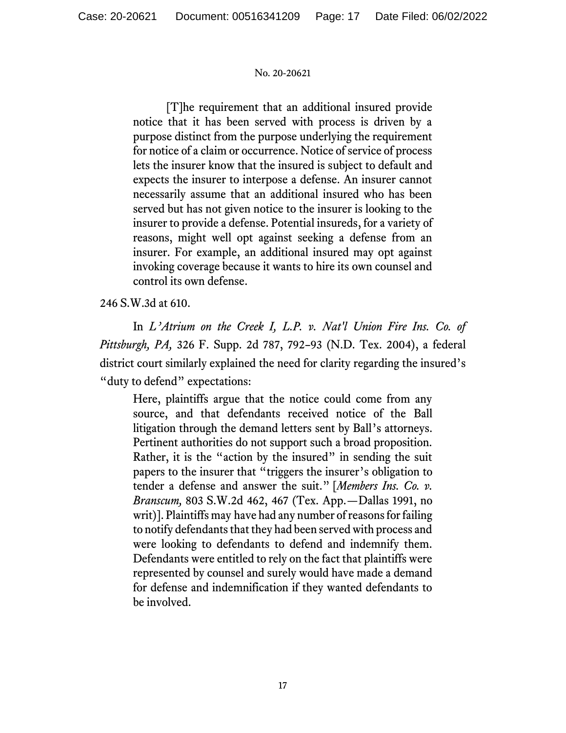> [T]he requirement that an additional insured provide notice that it has been served with process is driven by a purpose distinct from the purpose underlying the requirement for notice of a claim or occurrence. Notice of service of process lets the insurer know that the insured is subject to default and expects the insurer to interpose a defense. An insurer cannot necessarily assume that an additional insured who has been served but has not given notice to the insurer is looking to the insurer to provide a defense. Potential insureds, for a variety of reasons, might well opt against seeking a defense from an insurer. For example, an additional insured may opt against invoking coverage because it wants to hire its own counsel and control its own defense.

246 S.W.3d at 610.

In *L'Atrium on the Creek I, L.P. v. Nat'l Union Fire Ins. Co. of Pittsburgh, PA,* 326 F. Supp. 2d 787, 792–93 (N.D. Tex. 2004), a federal district court similarly explained the need for clarity regarding the insured's "duty to defend" expectations:

> Here, plaintiffs argue that the notice could come from any source, and that defendants received notice of the Ball litigation through the demand letters sent by Ball's attorneys. Pertinent authorities do not support such a broad proposition. Rather, it is the "action by the insured" in sending the suit papers to the insurer that "triggers the insurer's obligation to tender a defense and answer the suit." [*Members Ins. Co. v. Branscum,* 803 S.W.2d 462, 467 (Tex. App.—Dallas 1991, no writ)]. Plaintiffs may have had any number of reasons for failing to notify defendants that they had been served with process and were looking to defendants to defend and indemnify them. Defendants were entitled to rely on the fact that plaintiffs were represented by counsel and surely would have made a demand for defense and indemnification if they wanted defendants to be involved.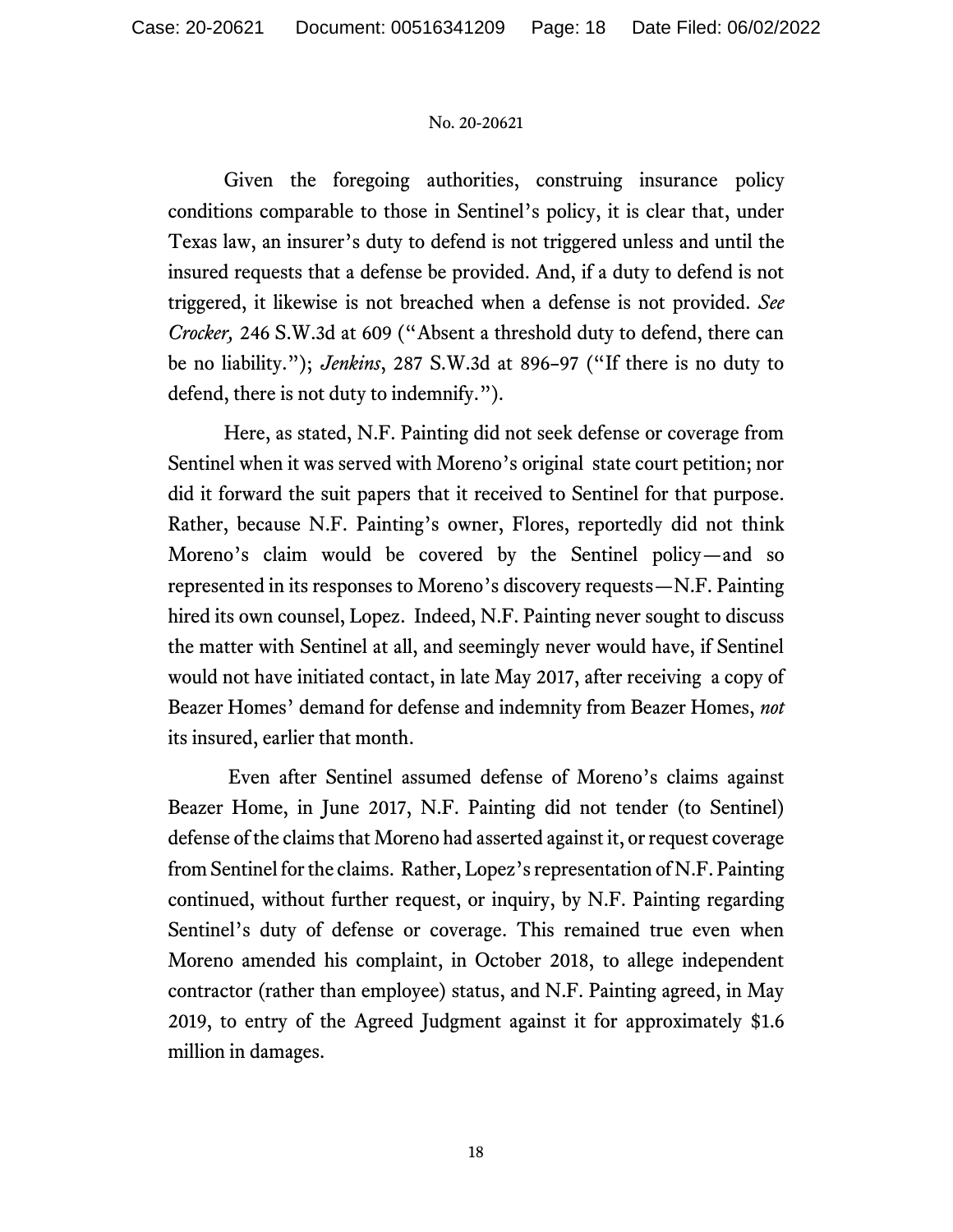Given the foregoing authorities, construing insurance policy conditions comparable to those in Sentinel's policy, it is clear that, under Texas law, an insurer's duty to defend is not triggered unless and until the insured requests that a defense be provided. And, if a duty to defend is not triggered, it likewise is not breached when a defense is not provided. *See Crocker,* 246 S.W.3d at 609 ("Absent a threshold duty to defend, there can be no liability."); *Jenkins*, 287 S.W.3d at 896–97 ("If there is no duty to defend, there is not duty to indemnify.").

Here, as stated, N.F. Painting did not seek defense or coverage from Sentinel when it was served with Moreno's original state court petition; nor did it forward the suit papers that it received to Sentinel for that purpose. Rather, because N.F. Painting's owner, Flores, reportedly did not think Moreno's claim would be covered by the Sentinel policy—and so represented in its responses to Moreno's discovery requests—N.F. Painting hired its own counsel, Lopez. Indeed, N.F. Painting never sought to discuss the matter with Sentinel at all, and seemingly never would have, if Sentinel would not have initiated contact, in late May 2017, after receiving a copy of Beazer Homes' demand for defense and indemnity from Beazer Homes, *not* its insured, earlier that month.

Even after Sentinel assumed defense of Moreno's claims against Beazer Home, in June 2017, N.F. Painting did not tender (to Sentinel) defense of the claims that Moreno had asserted against it, or request coverage from Sentinel for the claims. Rather, Lopez's representation of N.F. Painting continued, without further request, or inquiry, by N.F. Painting regarding Sentinel's duty of defense or coverage. This remained true even when Moreno amended his complaint, in October 2018, to allege independent contractor (rather than employee) status, and N.F. Painting agreed, in May 2019, to entry of the Agreed Judgment against it for approximately $1.6 million in damages.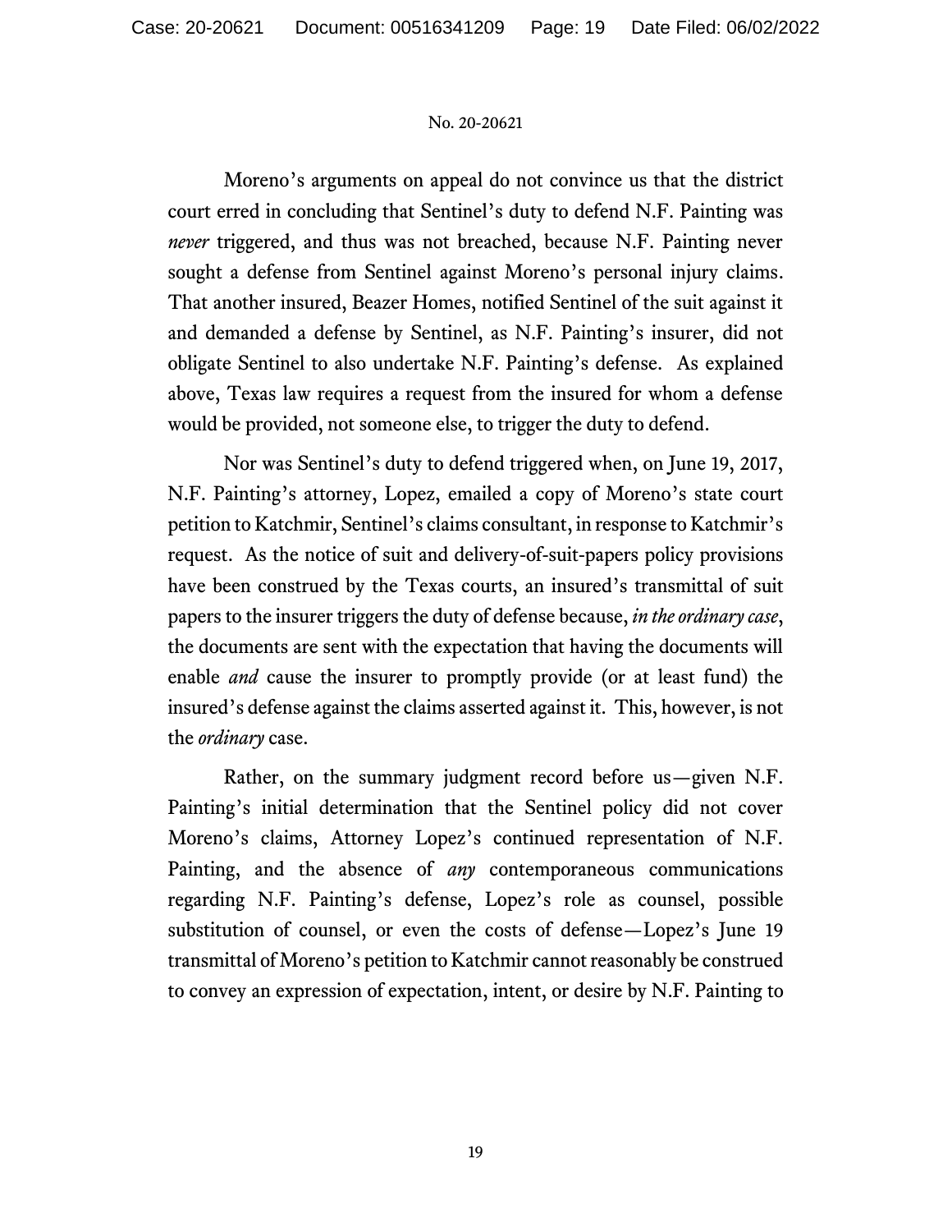Moreno's arguments on appeal do not convince us that the district court erred in concluding that Sentinel's duty to defend N.F. Painting was *never* triggered, and thus was not breached, because N.F. Painting never sought a defense from Sentinel against Moreno's personal injury claims. That another insured, Beazer Homes, notified Sentinel of the suit against it and demanded a defense by Sentinel, as N.F. Painting's insurer, did not obligate Sentinel to also undertake N.F. Painting's defense. As explained above, Texas law requires a request from the insured for whom a defense would be provided, not someone else, to trigger the duty to defend.

Nor was Sentinel's duty to defend triggered when, on June 19, 2017, N.F. Painting's attorney, Lopez, emailed a copy of Moreno's state court petition to Katchmir, Sentinel's claims consultant, in response to Katchmir's request. As the notice of suit and delivery-of-suit-papers policy provisions have been construed by the Texas courts, an insured's transmittal of suit papers to the insurer triggers the duty of defense because, *in the ordinary case*, the documents are sent with the expectation that having the documents will enable *and* cause the insurer to promptly provide (or at least fund) the insured's defense against the claims asserted against it. This, however, is not the *ordinary* case.

Rather, on the summary judgment record before us—given N.F. Painting's initial determination that the Sentinel policy did not cover Moreno's claims, Attorney Lopez's continued representation of N.F. Painting, and the absence of *any* contemporaneous communications regarding N.F. Painting's defense, Lopez's role as counsel, possible substitution of counsel, or even the costs of defense—Lopez's June 19 transmittal of Moreno's petition to Katchmir cannot reasonably be construed to convey an expression of expectation, intent, or desire by N.F. Painting to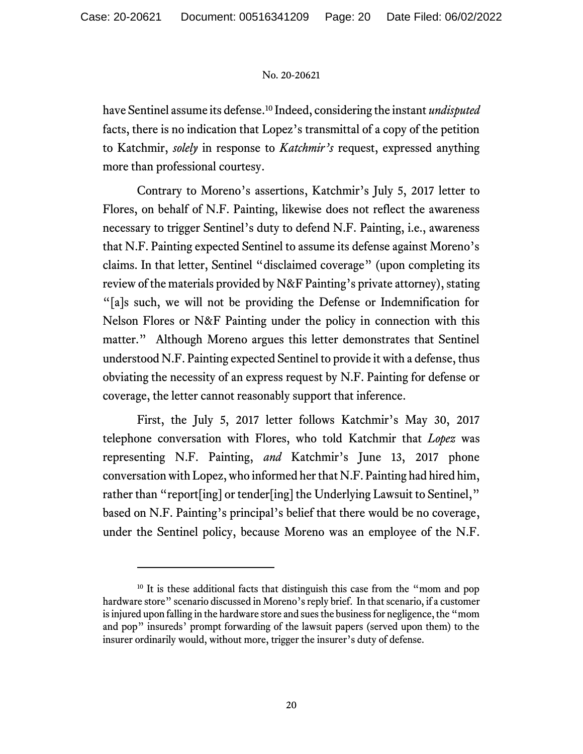have Sentinel assume its defense.[10] Indeed, considering the instant *undisputed* facts, there is no indication that Lopez's transmittal of a copy of the petition to Katchmir, *solely* in response to *Katchmir's* request, expressed anything more than professional courtesy.

Contrary to Moreno's assertions, Katchmir's July 5, 2017 letter to Flores, on behalf of N.F. Painting, likewise does not reflect the awareness necessary to trigger Sentinel's duty to defend N.F. Painting, i.e., awareness that N.F. Painting expected Sentinel to assume its defense against Moreno's claims. In that letter, Sentinel "disclaimed coverage" (upon completing its review of the materials provided by N&F Painting's private attorney), stating "[a]s such, we will not be providing the Defense or Indemnification for Nelson Flores or N&F Painting under the policy in connection with this matter." Although Moreno argues this letter demonstrates that Sentinel understood N.F. Painting expected Sentinel to provide it with a defense, thus obviating the necessity of an express request by N.F. Painting for defense or coverage, the letter cannot reasonably support that inference.

First, the July 5, 2017 letter follows Katchmir's May 30, 2017 telephone conversation with Flores, who told Katchmir that *Lopez* was representing N.F. Painting, *and* Katchmir's June 13, 2017 phone conversation with Lopez, who informed her that N.F. Painting had hired him, rather than "report[ing] or tender[ing] the Underlying Lawsuit to Sentinel," based on N.F. Painting's principal's belief that there would be no coverage, under the Sentinel policy, because Moreno was an employee of the N.F.

---

[10] It is these additional facts that distinguish this case from the "mom and pop hardware store" scenario discussed in Moreno's reply brief. In that scenario, if a customer is injured upon falling in the hardware store and sues the business for negligence, the "mom and pop" insureds' prompt forwarding of the lawsuit papers (served upon them) to the insurer ordinarily would, without more, trigger the insurer's duty of defense.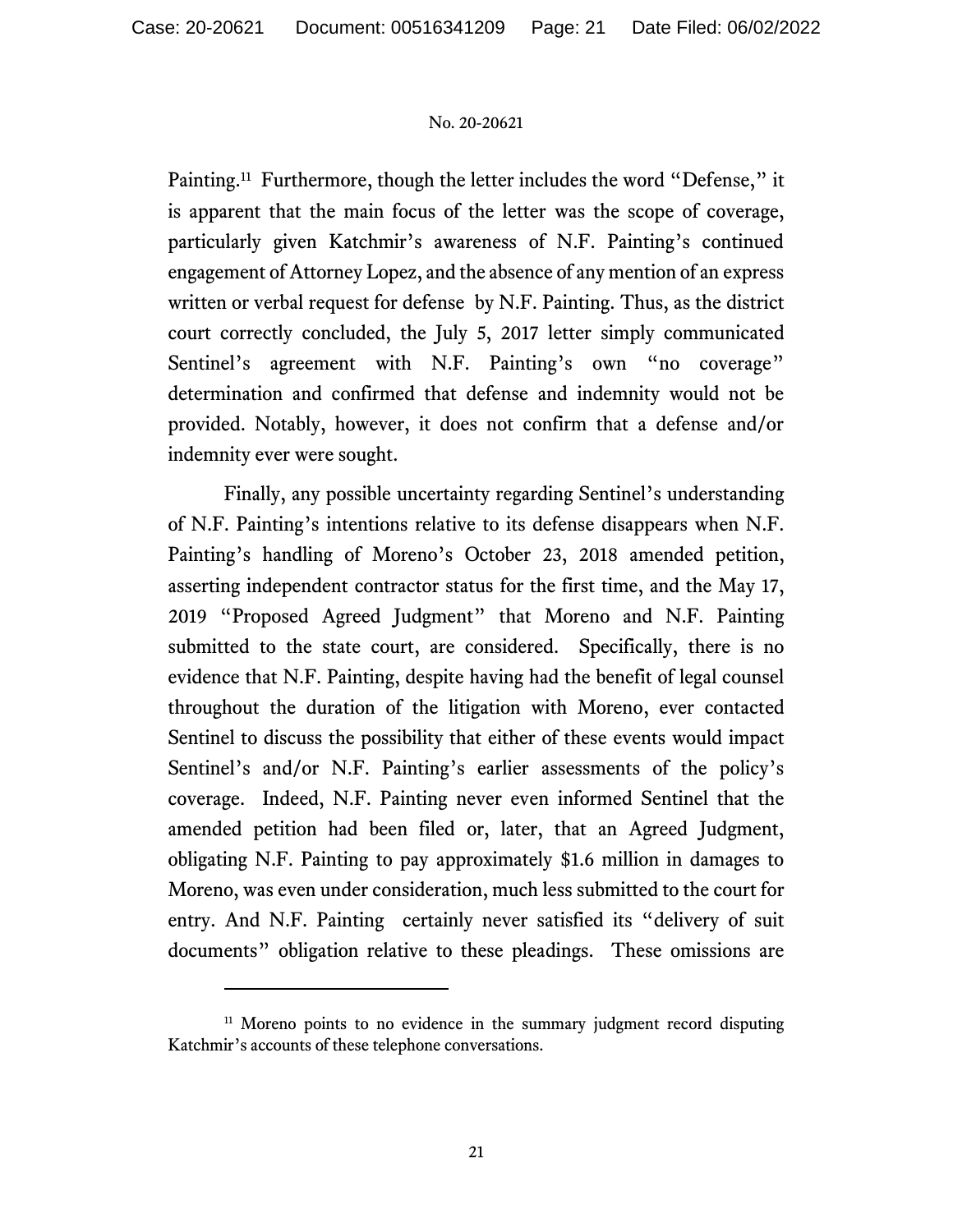Painting.[11] Furthermore, though the letter includes the word "Defense," it is apparent that the main focus of the letter was the scope of coverage, particularly given Katchmir's awareness of N.F. Painting's continued engagement of Attorney Lopez, and the absence of any mention of an express written or verbal request for defense by N.F. Painting. Thus, as the district court correctly concluded, the July 5, 2017 letter simply communicated Sentinel's agreement with N.F. Painting's own "no coverage" determination and confirmed that defense and indemnity would not be provided. Notably, however, it does not confirm that a defense and/or indemnity ever were sought.

Finally, any possible uncertainty regarding Sentinel's understanding of N.F. Painting's intentions relative to its defense disappears when N.F. Painting's handling of Moreno's October 23, 2018 amended petition, asserting independent contractor status for the first time, and the May 17, 2019 "Proposed Agreed Judgment" that Moreno and N.F. Painting submitted to the state court, are considered. Specifically, there is no evidence that N.F. Painting, despite having had the benefit of legal counsel throughout the duration of the litigation with Moreno, ever contacted Sentinel to discuss the possibility that either of these events would impact Sentinel's and/or N.F. Painting's earlier assessments of the policy's coverage. Indeed, N.F. Painting never even informed Sentinel that the amended petition had been filed or, later, that an Agreed Judgment, obligating N.F. Painting to pay approximately $1.6 million in damages to Moreno, was even under consideration, much less submitted to the court for entry. And N.F. Painting certainly never satisfied its "delivery of suit documents" obligation relative to these pleadings. These omissions are

[11] Moreno points to no evidence in the summary judgment record disputing Katchmir's accounts of these telephone conversations.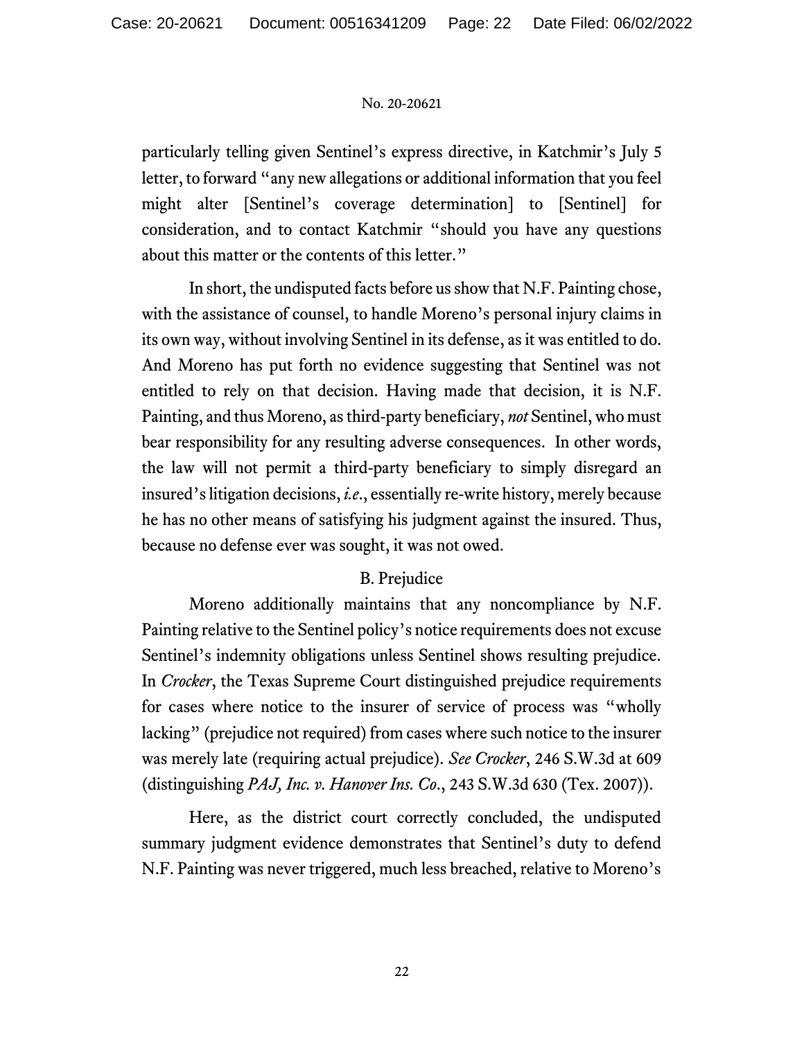particularly telling given Sentinel's express directive, in Katchmir's July 5 letter, to forward "any new allegations or additional information that you feel might alter [Sentinel's coverage determination] to [Sentinel] for consideration, and to contact Katchmir "should you have any questions about this matter or the contents of this letter."

In short, the undisputed facts before us show that N.F. Painting chose, with the assistance of counsel, to handle Moreno's personal injury claims in its own way, without involving Sentinel in its defense, as it was entitled to do. And Moreno has put forth no evidence suggesting that Sentinel was not entitled to rely on that decision. Having made that decision, it is N.F. Painting, and thus Moreno, as third-party beneficiary, *not* Sentinel, who must bear responsibility for any resulting adverse consequences. In other words, the law will not permit a third-party beneficiary to simply disregard an insured's litigation decisions, *i.e.*, essentially re-write history, merely because he has no other means of satisfying his judgment against the insured. Thus, because no defense ever was sought, it was not owed.

## B. Prejudice

Moreno additionally maintains that any noncompliance by N.F. Painting relative to the Sentinel policy's notice requirements does not excuse Sentinel's indemnity obligations unless Sentinel shows resulting prejudice. In *Crocker*, the Texas Supreme Court distinguished prejudice requirements for cases where notice to the insurer of service of process was "wholly lacking" (prejudice not required) from cases where such notice to the insurer was merely late (requiring actual prejudice). *See Crocker*, 246 S.W.3d at 609 (distinguishing *PAJ, Inc. v. Hanover Ins. Co*., 243 S.W.3d 630 (Tex. 2007)).

Here, as the district court correctly concluded, the undisputed summary judgment evidence demonstrates that Sentinel's duty to defend N.F. Painting was never triggered, much less breached, relative to Moreno's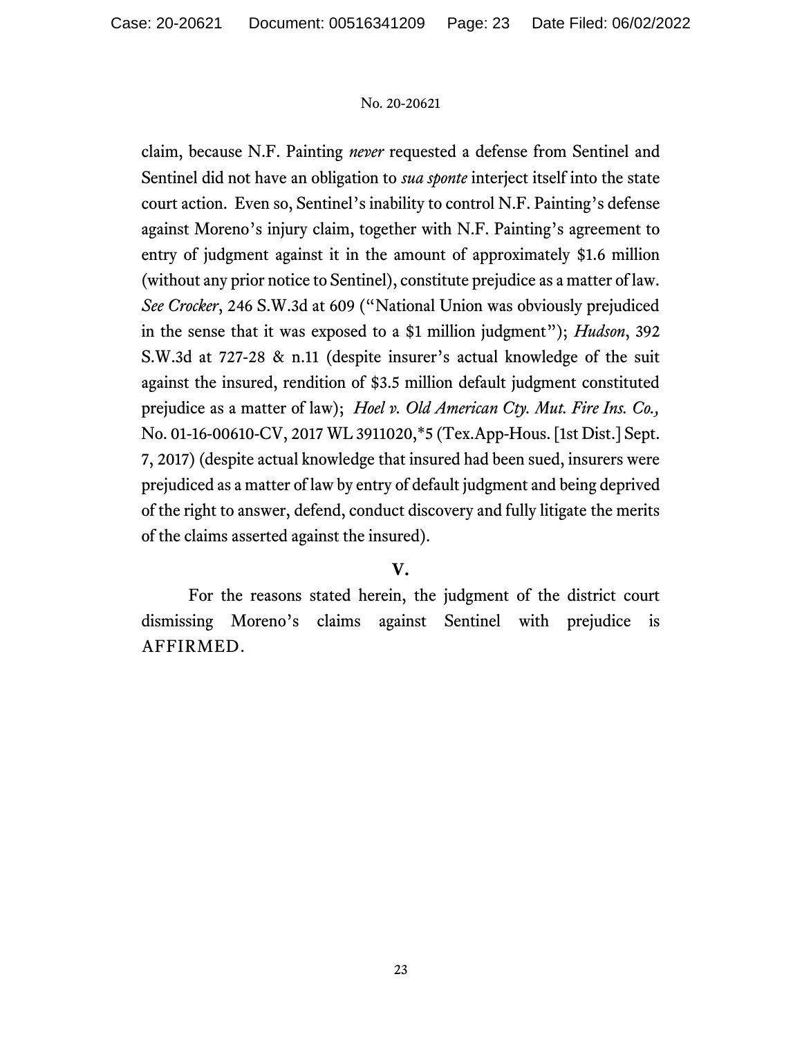claim, because N.F. Painting *never* requested a defense from Sentinel and Sentinel did not have an obligation to *sua sponte* interject itself into the state court action. Even so, Sentinel's inability to control N.F. Painting's defense against Moreno's injury claim, together with N.F. Painting's agreement to entry of judgment against it in the amount of approximately $1.6 million (without any prior notice to Sentinel), constitute prejudice as a matter of law. *See Crocker*, 246 S.W.3d at 609 ("National Union was obviously prejudiced in the sense that it was exposed to a $1 million judgment"); *Hudson*, 392 S.W.3d at 727-28 & n.11 (despite insurer's actual knowledge of the suit against the insured, rendition of $3.5 million default judgment constituted prejudice as a matter of law); *Hoel v. Old American Cty. Mut. Fire Ins. Co.,* No. 01-16-00610-CV, 2017 WL 3911020,*5 (Tex.App-Hous. [1st Dist.] Sept. 7, 2017) (despite actual knowledge that insured had been sued, insurers were prejudiced as a matter of law by entry of default judgment and being deprived of the right to answer, defend, conduct discovery and fully litigate the merits of the claims asserted against the insured).

## V.

For the reasons stated herein, the judgment of the district court dismissing Moreno's claims against Sentinel with prejudice is AFFIRMED.